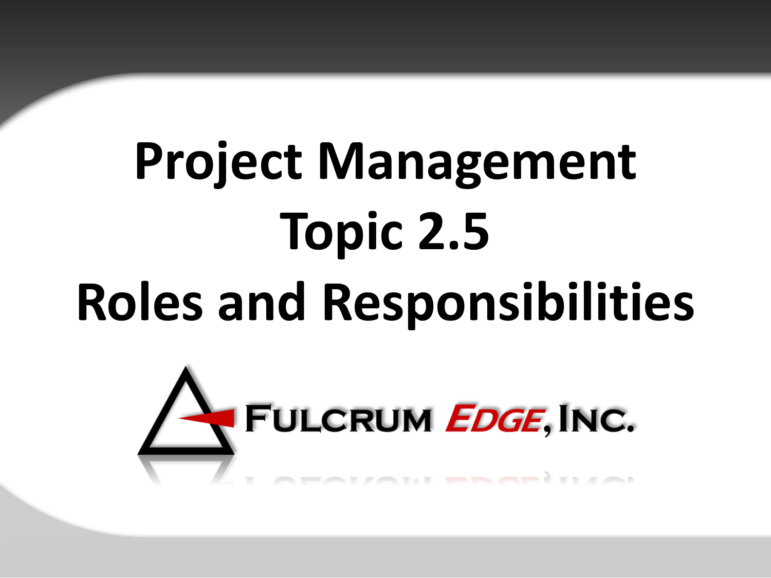# Project Management
# Topic 2.5
# Roles and Responsibilities

FULCRUM EDGE, INC.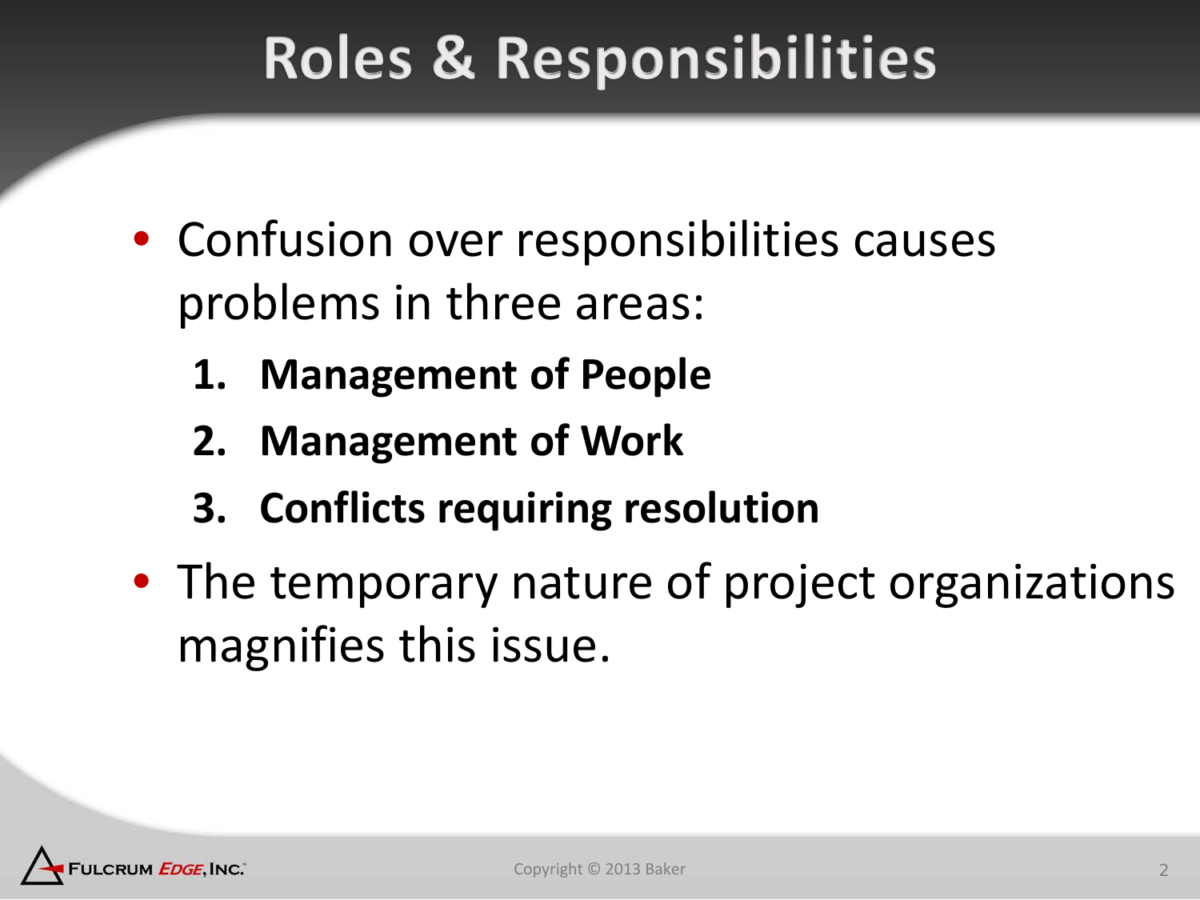# Roles & Responsibilities

- Confusion over responsibilities causes problems in three areas:
  1. **Management of People**
  2. **Management of Work**
  3. **Conflicts requiring resolution**
- The temporary nature of project organizations magnifies this issue.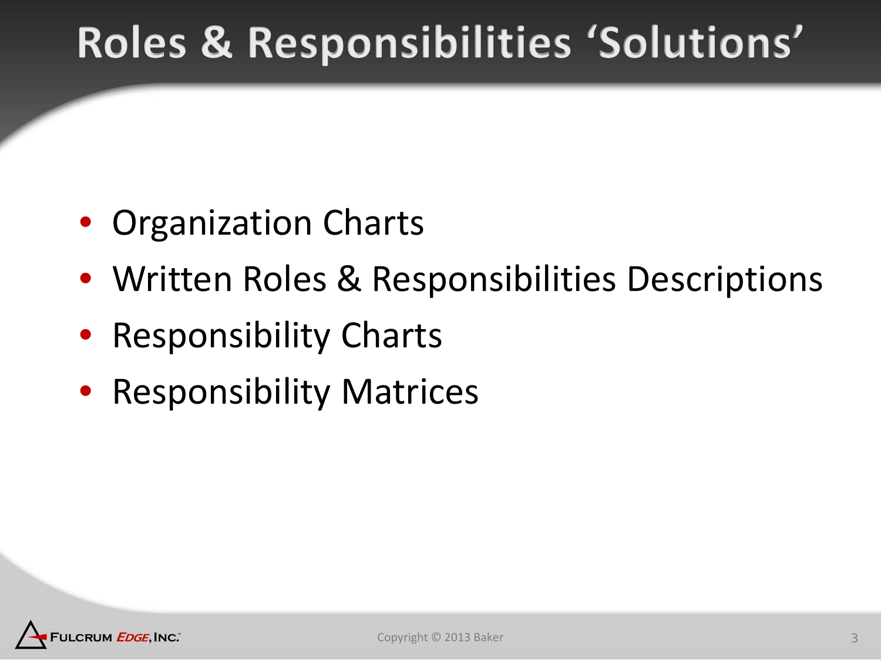# Roles & Responsibilities 'Solutions'

- Organization Charts
- Written Roles & Responsibilities Descriptions
- Responsibility Charts
- Responsibility Matrices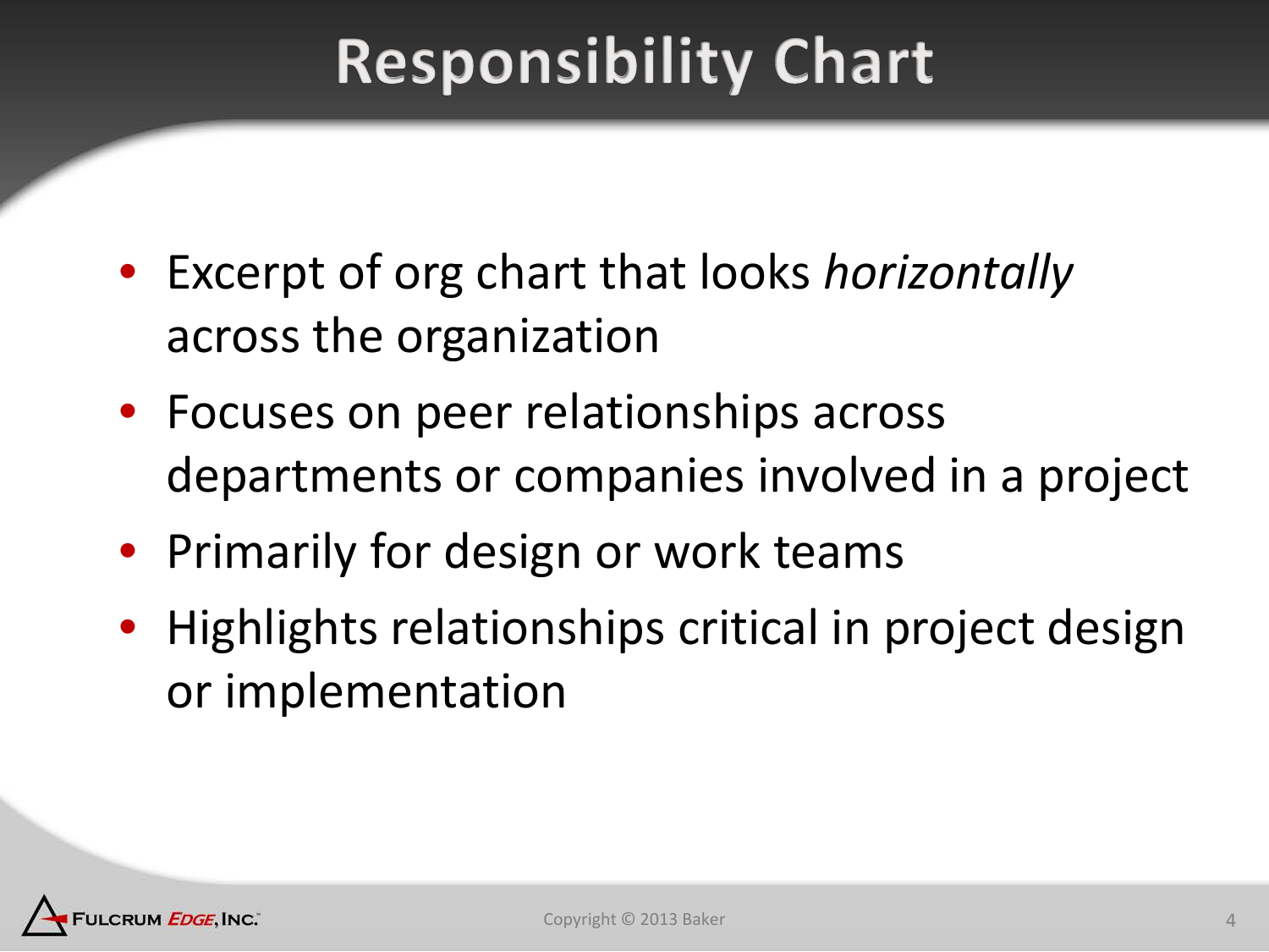# Responsibility Chart

- Excerpt of org chart that looks *horizontally* across the organization
- Focuses on peer relationships across departments or companies involved in a project
- Primarily for design or work teams
- Highlights relationships critical in project design or implementation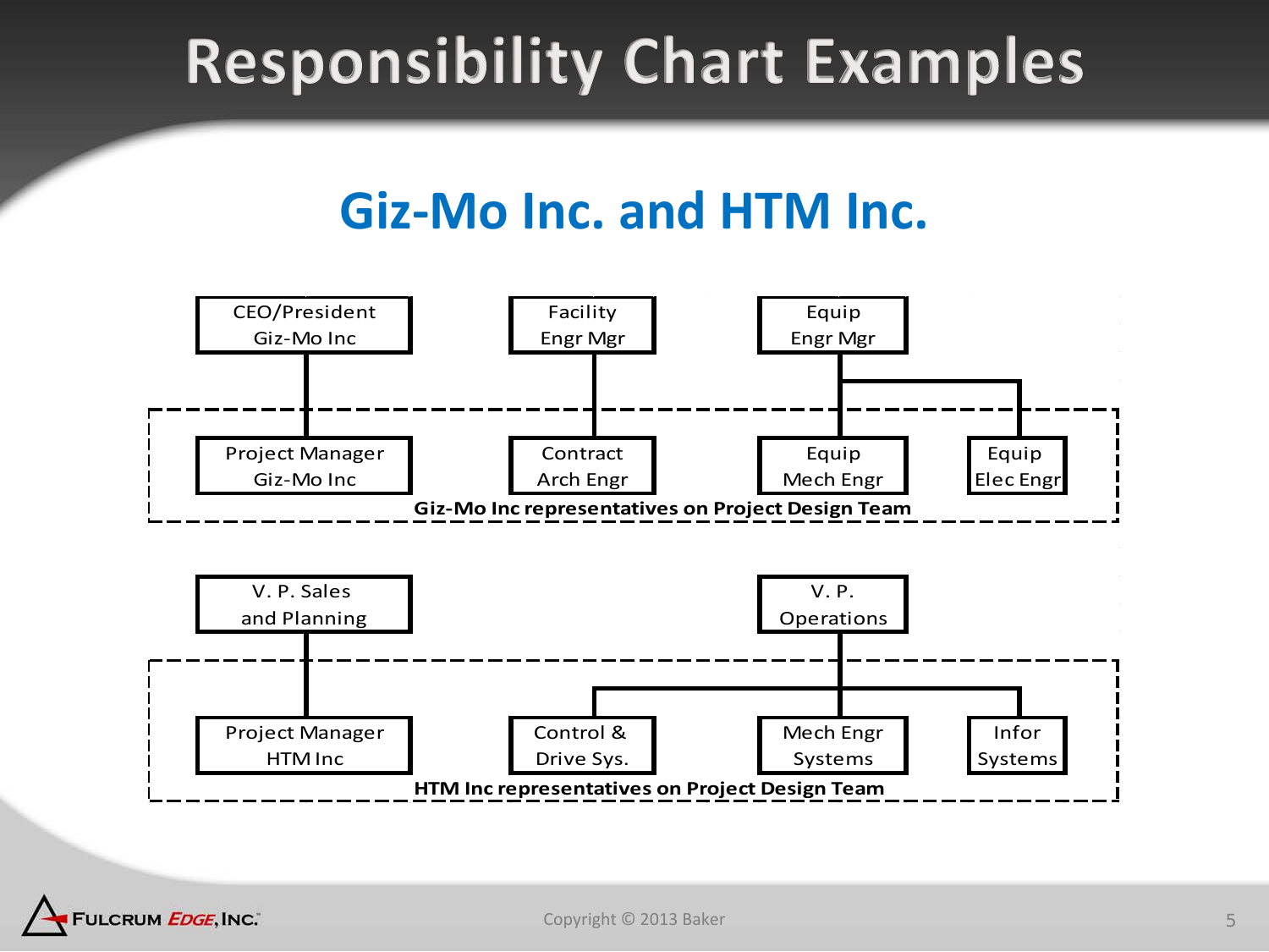# Responsibility Chart Examples

## Giz-Mo Inc. and HTM Inc.

CEO/President Giz-Mo Inc

Facility Engr Mgr

Equip Engr Mgr

Project Manager Giz-Mo Inc

Contract Arch Engr

Equip Mech Engr

Equip Elec Engr

**Giz-Mo Inc representatives on Project Design Team**

V. P. Sales and Planning

V. P. Operations

Project Manager HTM Inc

Control & Drive Sys.

Mech Engr Systems

Infor Systems

**HTM Inc representatives on Project Design Team**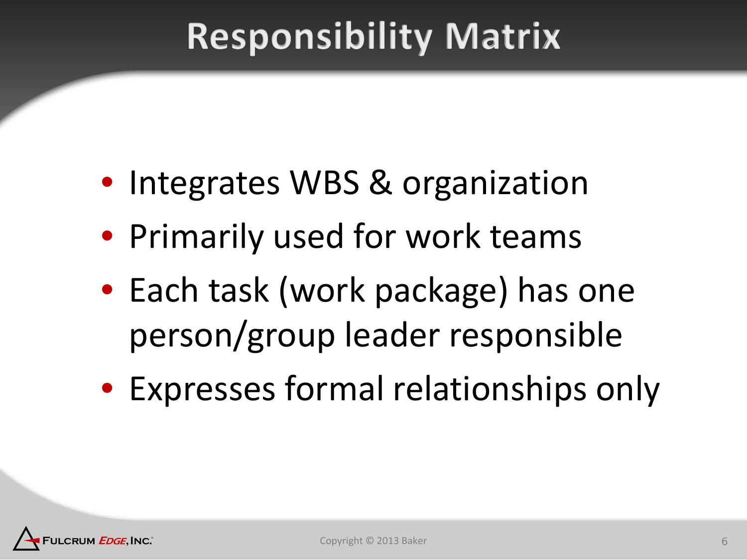# Responsibility Matrix

- Integrates WBS & organization
- Primarily used for work teams
- Each task (work package) has one person/group leader responsible
- Expresses formal relationships only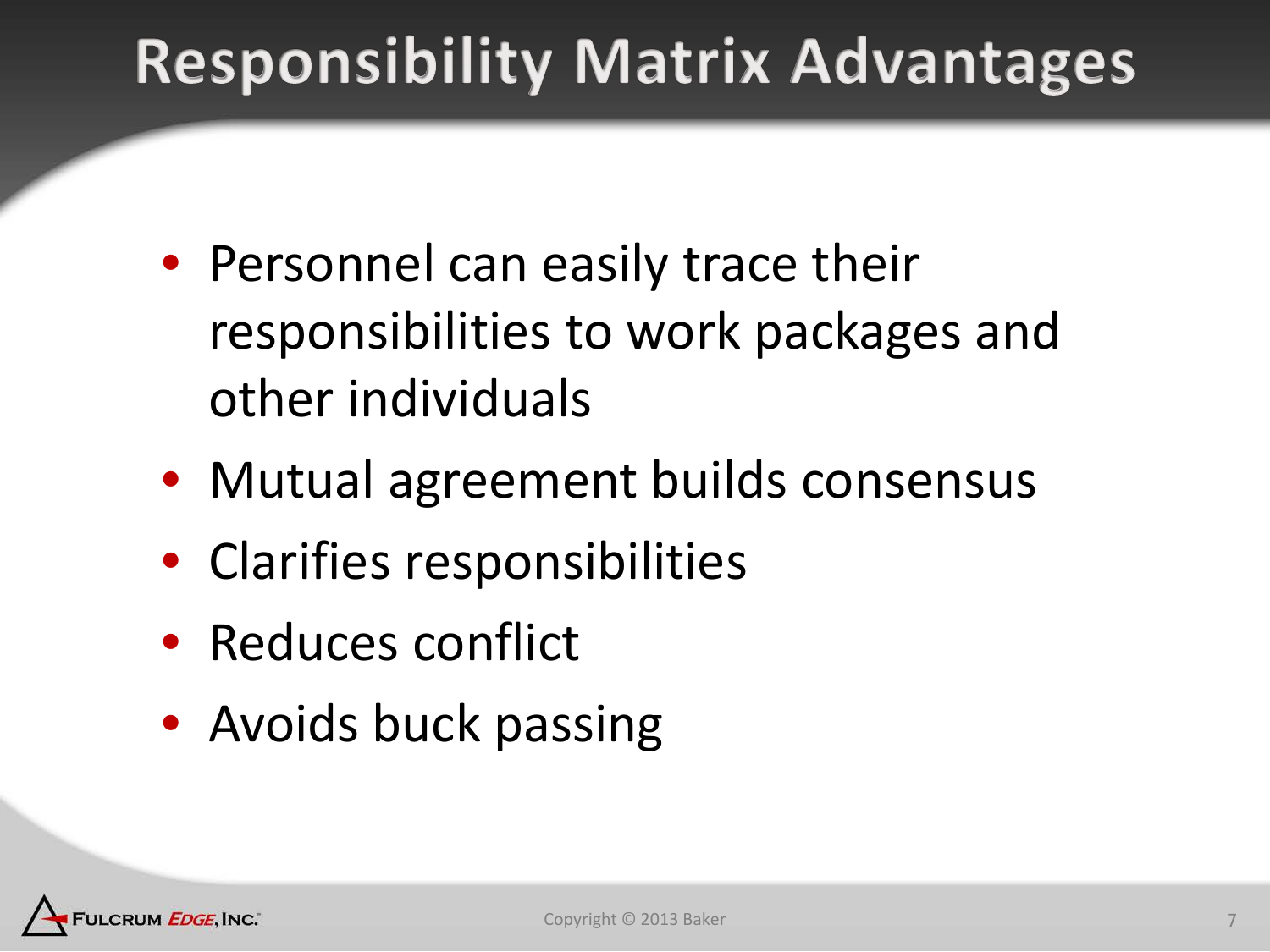# Responsibility Matrix Advantages

- Personnel can easily trace their responsibilities to work packages and other individuals
- Mutual agreement builds consensus
- Clarifies responsibilities
- Reduces conflict
- Avoids buck passing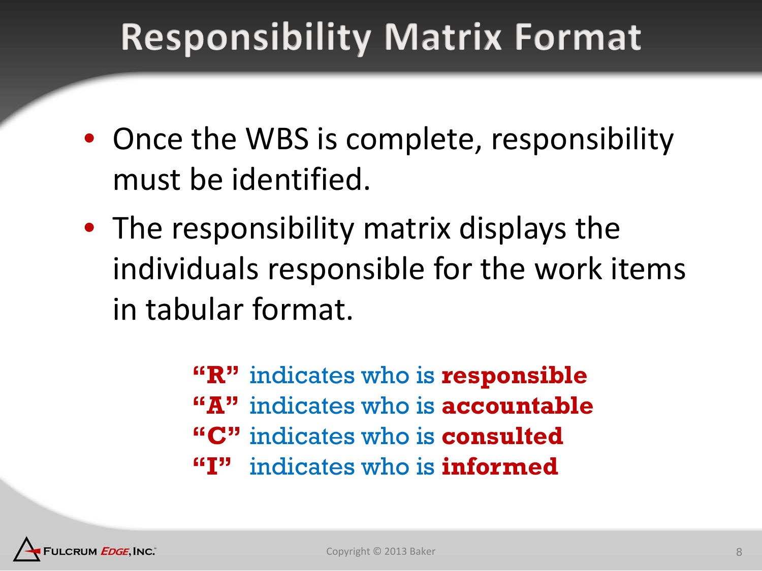# Responsibility Matrix Format

- Once the WBS is complete, responsibility must be identified.
- The responsibility matrix displays the individuals responsible for the work items in tabular format.

**"R"** indicates who is **responsible**
**"A"** indicates who is **accountable**
**"C"** indicates who is **consulted**
**"I"** indicates who is **informed**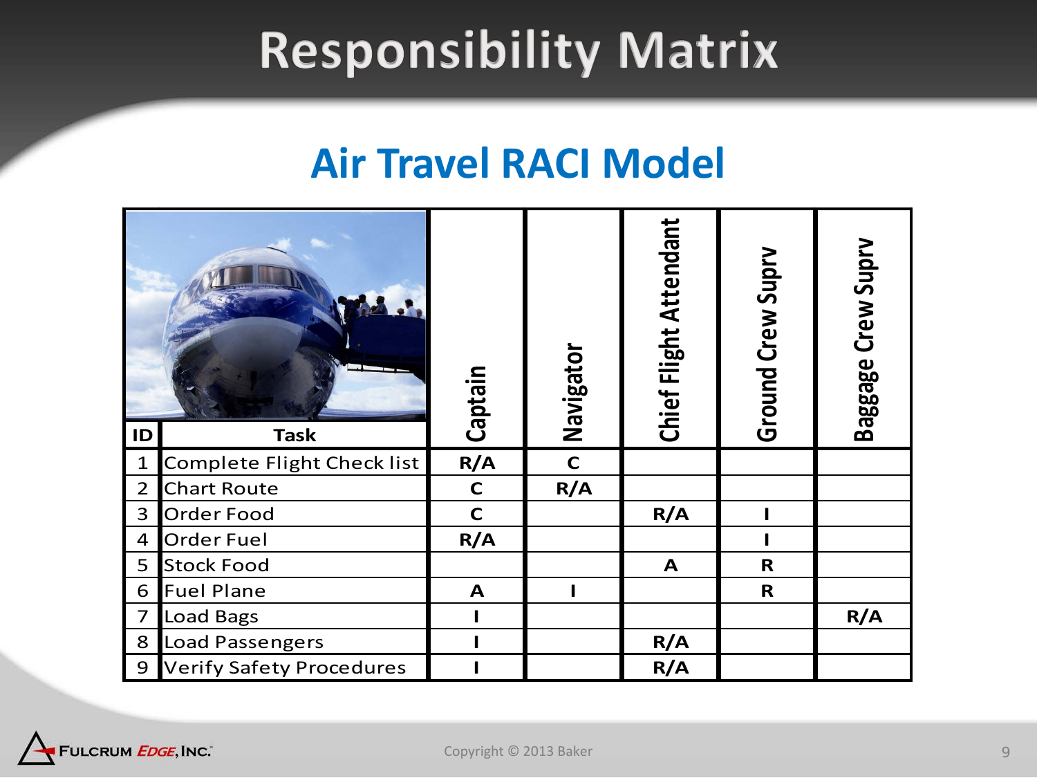# Responsibility Matrix

## Air Travel RACI Model

| ID | Task | Captain | Navigator | Chief Flight Attendant | Ground Crew Suprv | Baggage Crew Suprv |
|---|---|---|---|---|---|---|
| 1 | Complete Flight Check list | R/A | C | | | |
| 2 | Chart Route | C | R/A | | | |
| 3 | Order Food | C | | R/A | I | |
| 4 | Order Fuel | R/A | | | I | |
| 5 | Stock Food | | | A | R | |
| 6 | Fuel Plane | A | I | | R | |
| 7 | Load Bags | I | | | | R/A |
| 8 | Load Passengers | I | | R/A | | |
| 9 | Verify Safety Procedures | I | | R/A | | |

Fulcrum Edge, Inc.

Copyright © 2013 Baker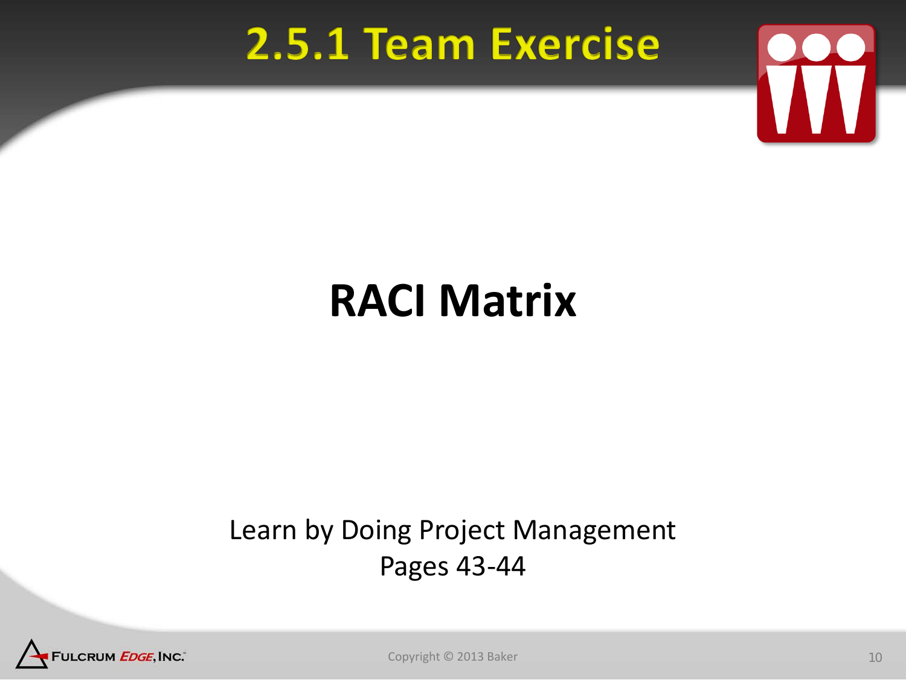# 2.5.1 Team Exercise

## RACI Matrix

Learn by Doing Project Management
Pages 43-44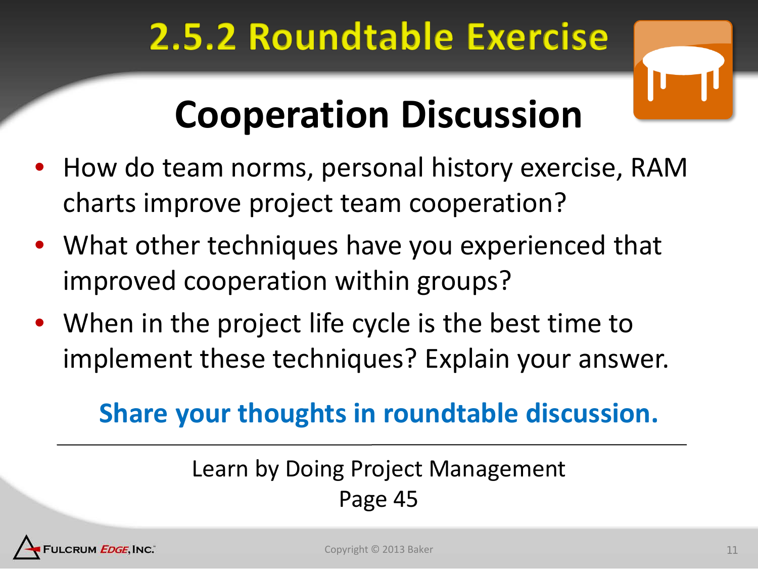# 2.5.2 Roundtable Exercise

## Cooperation Discussion

- How do team norms, personal history exercise, RAM charts improve project team cooperation?
- What other techniques have you experienced that improved cooperation within groups?
- When in the project life cycle is the best time to implement these techniques? Explain your answer.

**Share your thoughts in roundtable discussion.**

---

Learn by Doing Project Management
Page 45